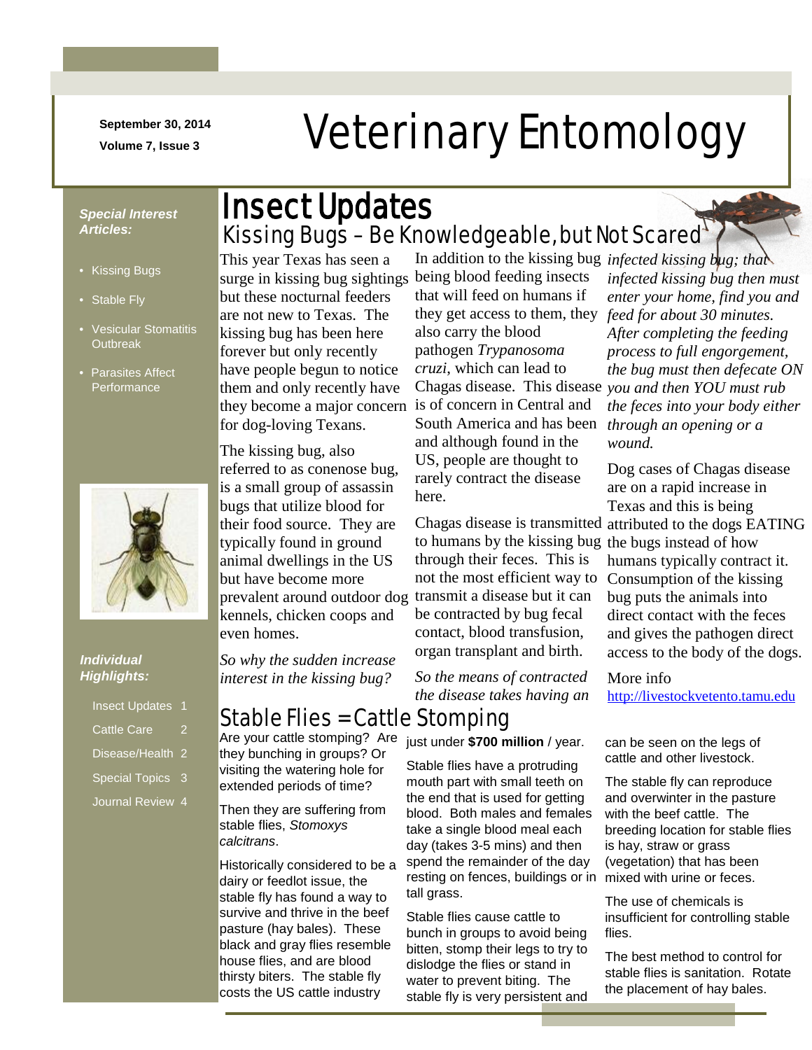September 30, 2014

Volume 7, Issue 3

# Veterinary Entomology

**Special Interest Articles:**

- Kissing Bugs
- Stable Fly
- Vesicular Stomatitis Outbreak
- Parasites Affect Performance

**Individual Highlights:**

| | |
|---|---|
| Insect Updates | 1 |
| Cattle Care | 2 |
| Disease/Health | 2 |
| Special Topics | 3 |
| Journal Review | 4 |

## Insect Updates

### Kissing Bugs – Be Knowledgeable, but Not Scared

This year Texas has seen a surge in kissing bug sightings but these nocturnal feeders are not new to Texas. The kissing bug has been here forever but only recently have people begun to notice them and only recently have they become a major concern for dog-loving Texans.

The kissing bug, also referred to as conenose bug, is a small group of assassin bugs that utilize blood for their food source. They are typically found in ground animal dwellings in the US but have become more prevalent around outdoor dog kennels, chicken coops and even homes.

*So why the sudden increase interest in the kissing bug?*

In addition to the kissing bug being blood feeding insects that will feed on humans if they get access to them, they also carry the blood pathogen *Trypanosoma cruzi*, which can lead to Chagas disease. This disease is of concern in Central and South America and has been and although found in the US, people are thought to rarely contract the disease here.

Chagas disease is transmitted to humans by the kissing bug through their feces. This is not the most efficient way to transmit a disease but it can be contracted by bug fecal contact, blood transfusion, organ transplant and birth.

*So the means of contracted the disease takes having an infected kissing bug; that infected kissing bug then must enter your home, find you and feed for about 30 minutes. After completing the feeding process to full engorgement, the bug must then defecate ON you and then YOU must rub the feces into your body either through an opening or a wound.*

Dog cases of Chagas disease are on a rapid increase in Texas and this is being attributed to the dogs EATING the bugs instead of how humans typically contract it. Consumption of the kissing bug puts the animals into direct contact with the feces and gives the pathogen direct access to the body of the dogs.

More info

http://livestockvetento.tamu.edu

### Stable Flies = Cattle Stomping

Are your cattle stomping? Are they bunching in groups? Or visiting the watering hole for extended periods of time?

Then they are suffering from stable flies, *Stomoxys calcitrans*.

Historically considered to be a dairy or feedlot issue, the stable fly has found a way to survive and thrive in the beef pasture (hay bales). These black and gray flies resemble house flies, and are blood thirsty biters. The stable fly costs the US cattle industry just under **$700 million** / year.

Stable flies have a protruding mouth part with small teeth on the end that is used for getting blood. Both males and females take a single blood meal each day (takes 3-5 mins) and then spend the remainder of the day resting on fences, buildings or in tall grass.

Stable flies cause cattle to bunch in groups to avoid being bitten, stomp their legs to try to dislodge the flies or stand in water to prevent biting. The stable fly is very persistent and can be seen on the legs of cattle and other livestock.

The stable fly can reproduce and overwinter in the pasture with the beef cattle. The breeding location for stable flies is hay, straw or grass (vegetation) that has been mixed with urine or feces.

The use of chemicals is insufficient for controlling stable flies.

The best method to control for stable flies is sanitation. Rotate the placement of hay bales.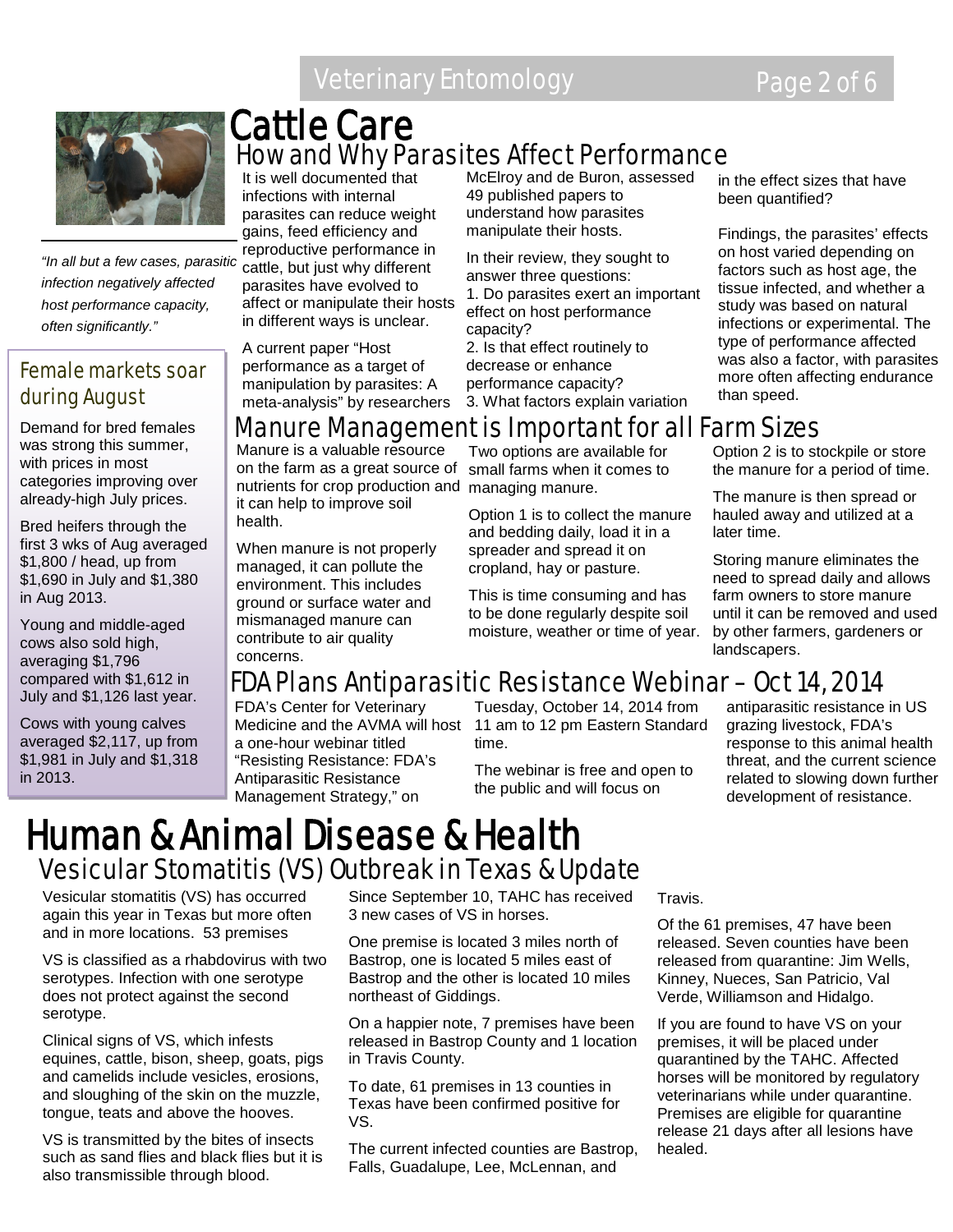# Cattle Care

## How and Why Parasites Affect Performance

*"In all but a few cases, parasitic infection negatively affected host performance capacity, often significantly."*

It is well documented that infections with internal parasites can reduce weight gains, feed efficiency and reproductive performance in cattle, but just why different parasites have evolved to affect or manipulate their hosts in different ways is unclear.

A current paper "Host performance as a target of manipulation by parasites: A meta-analysis" by researchers McElroy and de Buron, assessed 49 published papers to understand how parasites manipulate their hosts.

In their review, they sought to answer three questions:

1. Do parasites exert an important effect on host performance capacity?
2. Is that effect routinely to decrease or enhance performance capacity?
3. What factors explain variation in the effect sizes that have been quantified?

Findings, the parasites' effects on host varied depending on factors such as host age, the tissue infected, and whether a study was based on natural infections or experimental. The type of performance affected was also a factor, with parasites more often affecting endurance than speed.

### Female markets soar during August

Demand for bred females was strong this summer, with prices in most categories improving over already-high July prices.

Bred heifers through the first 3 wks of Aug averaged $1,800 / head, up from $1,690 in July and $1,380 in Aug 2013.

Young and middle-aged cows also sold high, averaging $1,796 compared with $1,612 in July and $1,126 last year.

Cows with young calves averaged $2,117, up from $1,981 in July and $1,318 in 2013.

## Manure Management is Important for all Farm Sizes

Manure is a valuable resource on the farm as a great source of nutrients for crop production and it can help to improve soil health.

When manure is not properly managed, it can pollute the environment. This includes ground or surface water and mismanaged manure can contribute to air quality concerns.

Two options are available for small farms when it comes to managing manure.

Option 1 is to collect the manure and bedding daily, load it in a spreader and spread it on cropland, hay or pasture.

This is time consuming and has to be done regularly despite soil moisture, weather or time of year.

Option 2 is to stockpile or store the manure for a period of time.

The manure is then spread or hauled away and utilized at a later time.

Storing manure eliminates the need to spread daily and allows farm owners to store manure until it can be removed and used by other farmers, gardeners or landscapers.

## FDA Plans Antiparasitic Resistance Webinar – Oct 14, 2014

FDA's Center for Veterinary Medicine and the AVMA will host a one-hour webinar titled "Resisting Resistance: FDA's Antiparasitic Resistance Management Strategy," on Tuesday, October 14, 2014 from 11 am to 12 pm Eastern Standard time.

The webinar is free and open to the public and will focus on antiparasitic resistance in US grazing livestock, FDA's response to this animal health threat, and the current science related to slowing down further development of resistance.

# Human & Animal Disease & Health

## Vesicular Stomatitis (VS) Outbreak in Texas & Update

Vesicular stomatitis (VS) has occurred again this year in Texas but more often and in more locations. 53 premises

VS is classified as a rhabdovirus with two serotypes. Infection with one serotype does not protect against the second serotype.

Clinical signs of VS, which infests equines, cattle, bison, sheep, goats, pigs and camelids include vesicles, erosions, and sloughing of the skin on the muzzle, tongue, teats and above the hooves.

VS is transmitted by the bites of insects such as sand flies and black flies but it is also transmissible through blood.

Since September 10, TAHC has received 3 new cases of VS in horses.

One premise is located 3 miles north of Bastrop, one is located 5 miles east of Bastrop and the other is located 10 miles northeast of Giddings.

On a happier note, 7 premises have been released in Bastrop County and 1 location in Travis County.

To date, 61 premises in 13 counties in Texas have been confirmed positive for VS.

The current infected counties are Bastrop, Falls, Guadalupe, Lee, McLennan, and Travis.

Of the 61 premises, 47 have been released. Seven counties have been released from quarantine: Jim Wells, Kinney, Nueces, San Patricio, Val Verde, Williamson and Hidalgo.

If you are found to have VS on your premises, it will be placed under quarantined by the TAHC. Affected horses will be monitored by regulatory veterinarians while under quarantine. Premises are eligible for quarantine release 21 days after all lesions have healed.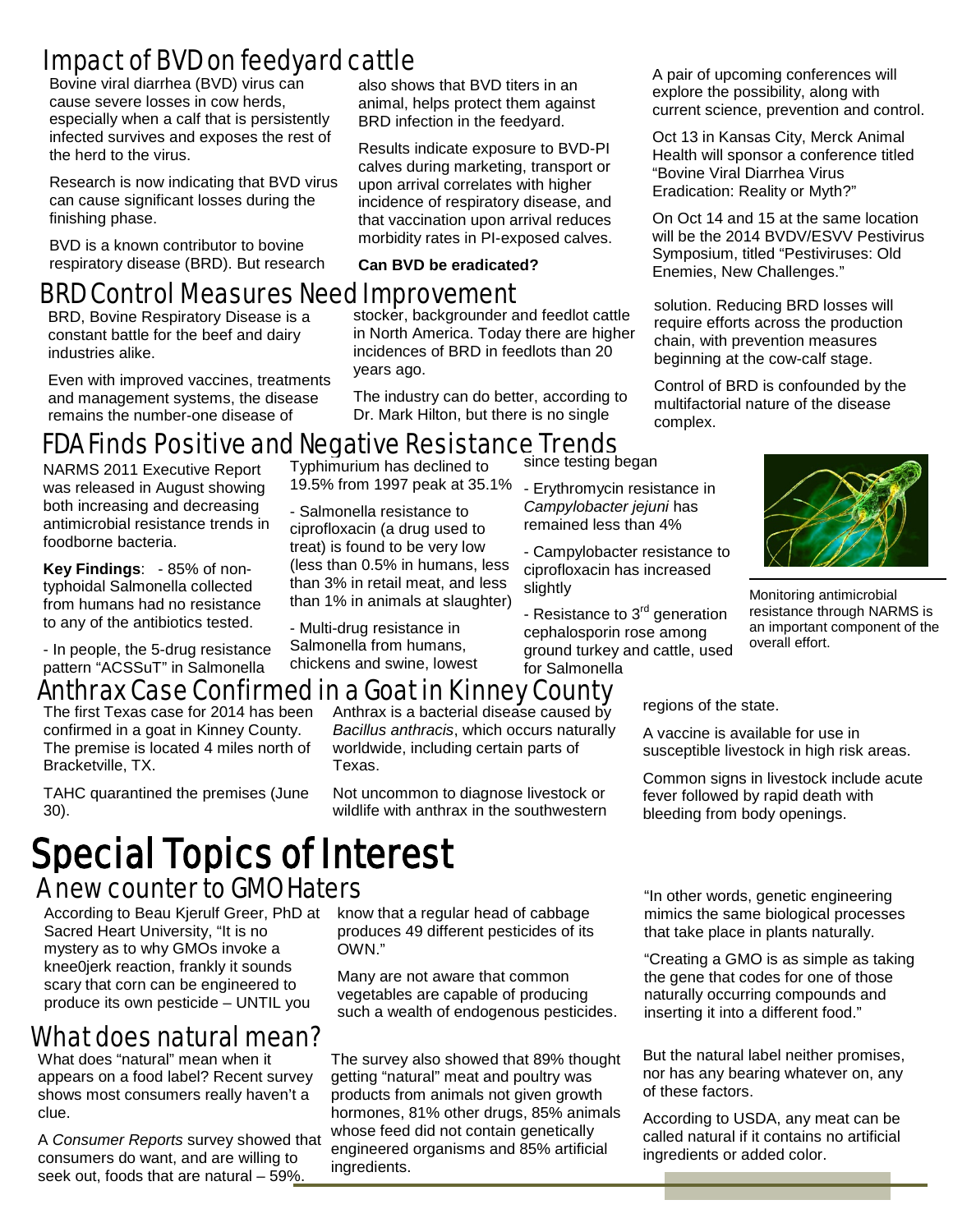## Impact of BVD on feedyard cattle

Bovine viral diarrhea (BVD) virus can cause severe losses in cow herds, especially when a calf that is persistently infected survives and exposes the rest of the herd to the virus.

Research is now indicating that BVD virus can cause significant losses during the finishing phase.

BVD is a known contributor to bovine respiratory disease (BRD). But research also shows that BVD titers in an animal, helps protect them against BRD infection in the feedyard.

Results indicate exposure to BVD-PI calves during marketing, transport or upon arrival correlates with higher incidence of respiratory disease, and that vaccination upon arrival reduces morbidity rates in PI-exposed calves.

**Can BVD be eradicated?**

A pair of upcoming conferences will explore the possibility, along with current science, prevention and control.

Oct 13 in Kansas City, Merck Animal Health will sponsor a conference titled "Bovine Viral Diarrhea Virus Eradication: Reality or Myth?"

On Oct 14 and 15 at the same location will be the 2014 BVDV/ESVV Pestivirus Symposium, titled "Pestiviruses: Old Enemies, New Challenges."

## BRD Control Measures Need Improvement

BRD, Bovine Respiratory Disease is a constant battle for the beef and dairy industries alike.

Even with improved vaccines, treatments and management systems, the disease remains the number-one disease of stocker, backgrounder and feedlot cattle in North America. Today there are higher incidences of BRD in feedlots than 20 years ago.

The industry can do better, according to Dr. Mark Hilton, but there is no single solution. Reducing BRD losses will require efforts across the production chain, with prevention measures beginning at the cow-calf stage.

Control of BRD is confounded by the multifactorial nature of the disease complex.

## FDA Finds Positive and Negative Resistance Trends

NARMS 2011 Executive Report was released in August showing both increasing and decreasing antimicrobial resistance trends in foodborne bacteria.

**Key Findings**: - 85% of non-typhoidal Salmonella collected from humans had no resistance to any of the antibiotics tested.

- In people, the 5-drug resistance pattern "ACSSuT" in Salmonella Typhimurium has declined to 19.5% from 1997 peak at 35.1%
- Salmonella resistance to ciprofloxacin (a drug used to treat) is found to be very low (less than 0.5% in humans, less than 3% in retail meat, and less than 1% in animals at slaughter)
- Multi-drug resistance in Salmonella from humans, chickens and swine, lowest since testing began
- Erythromycin resistance in *Campylobacter jejuni* has remained less than 4%
- Campylobacter resistance to ciprofloxacin has increased slightly
- Resistance to 3rd generation cephalosporin rose among ground turkey and cattle, used for Salmonella

Monitoring antimicrobial resistance through NARMS is an important component of the overall effort.

## Anthrax Case Confirmed in a Goat in Kinney County

The first Texas case for 2014 has been confirmed in a goat in Kinney County. The premise is located 4 miles north of Bracketville, TX.

TAHC quarantined the premises (June 30).

Anthrax is a bacterial disease caused by *Bacillus anthracis*, which occurs naturally worldwide, including certain parts of Texas.

Not uncommon to diagnose livestock or wildlife with anthrax in the southwestern regions of the state.

A vaccine is available for use in susceptible livestock in high risk areas.

Common signs in livestock include acute fever followed by rapid death with bleeding from body openings.

# Special Topics of Interest

## A new counter to GMO Haters

According to Beau Kjerulf Greer, PhD at Sacred Heart University, "It is no mystery as to why GMOs invoke a knee0jerk reaction, frankly it sounds scary that corn can be engineered to produce its own pesticide – UNTIL you know that a regular head of cabbage produces 49 different pesticides of its OWN."

Many are not aware that common vegetables are capable of producing such a wealth of endogenous pesticides.

"In other words, genetic engineering mimics the same biological processes that take place in plants naturally.

"Creating a GMO is as simple as taking the gene that codes for one of those naturally occurring compounds and inserting it into a different food."

## What does natural mean?

What does "natural" mean when it appears on a food label? Recent survey shows most consumers really haven't a clue.

A *Consumer Reports* survey showed that consumers do want, and are willing to seek out, foods that are natural – 59%.

The survey also showed that 89% thought getting "natural" meat and poultry was products from animals not given growth hormones, 81% other drugs, 85% animals whose feed did not contain genetically engineered organisms and 85% artificial ingredients.

But the natural label neither promises, nor has any bearing whatever on, any of these factors.

According to USDA, any meat can be called natural if it contains no artificial ingredients or added color.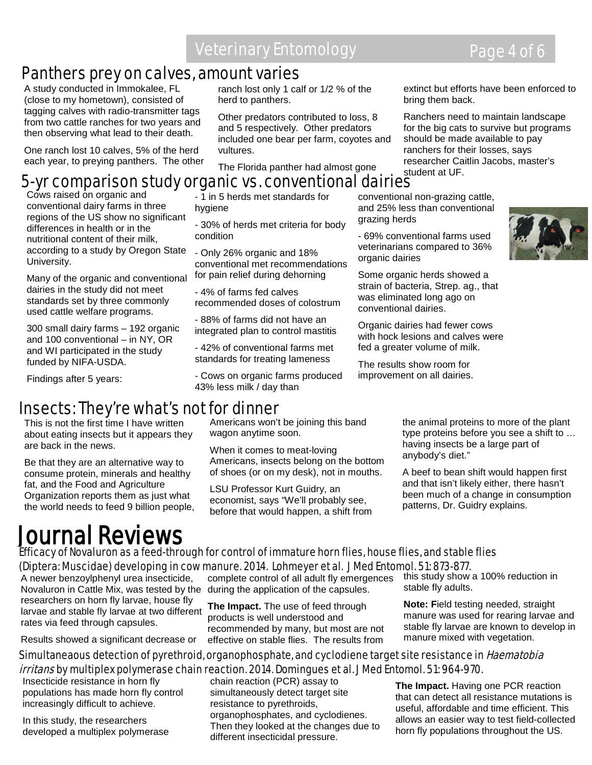## Panthers prey on calves, amount varies

A study conducted in Immokalee, FL (close to my hometown), consisted of tagging calves with radio-transmitter tags from two cattle ranches for two years and then observing what lead to their death.

One ranch lost 10 calves, 5% of the herd each year, to preying panthers. The other ranch lost only 1 calf or 1/2 % of the herd to panthers.

Other predators contributed to loss, 8 and 5 respectively. Other predators included one bear per farm, coyotes and vultures.

The Florida panther had almost gone extinct but efforts have been enforced to bring them back.

Ranchers need to maintain landscape for the big cats to survive but programs should be made available to pay ranchers for their losses, says researcher Caitlin Jacobs, master's student at UF.

## 5-yr comparison study organic vs. conventional dairies

Cows raised on organic and conventional dairy farms in three regions of the US show no significant differences in health or in the nutritional content of their milk, according to a study by Oregon State University.

Many of the organic and conventional dairies in the study did not meet standards set by three commonly used cattle welfare programs.

300 small dairy farms – 192 organic and 100 conventional – in NY, OR and WI participated in the study funded by NIFA-USDA.

Findings after 5 years:

- 1 in 5 herds met standards for hygiene
- 30% of herds met criteria for body condition
- Only 26% organic and 18% conventional met recommendations for pain relief during dehorning
- 4% of farms fed calves recommended doses of colostrum
- 88% of farms did not have an integrated plan to control mastitis
- 42% of conventional farms met standards for treating lameness
- Cows on organic farms produced 43% less milk / day than conventional non-grazing cattle, and 25% less than conventional grazing herds
- 69% conventional farms used veterinarians compared to 36% organic dairies

Some organic herds showed a strain of bacteria, Strep. ag., that was eliminated long ago on conventional dairies.

Organic dairies had fewer cows with hock lesions and calves were fed a greater volume of milk.

The results show room for improvement on all dairies.

## Insects: They're what's not for dinner

This is not the first time I have written about eating insects but it appears they are back in the news.

Be that they are an alternative way to consume protein, minerals and healthy fat, and the Food and Agriculture Organization reports them as just what the world needs to feed 9 billion people, Americans won't be joining this band wagon anytime soon.

When it comes to meat-loving Americans, insects belong on the bottom of shoes (or on my desk), not in mouths.

LSU Professor Kurt Guidry, an economist, says "We'll probably see, before that would happen, a shift from the animal proteins to more of the plant type proteins before you see a shift to … having insects be a large part of anybody's diet."

A beef to bean shift would happen first and that isn't likely either, there hasn't been much of a change in consumption patterns, Dr. Guidry explains.

# Journal Reviews

### Efficacy of Novaluron as a feed-through for control of immature horn flies, house flies, and stable flies (Diptera: Muscidae) developing in cow manure. 2014. Lohmeyer et al. J Med Entomol. 51: 873-877.

A newer benzoylphenyl urea insecticide, Novaluron in Cattle Mix, was tested by the researchers on horn fly larvae, house fly larvae and stable fly larvae at two different rates via feed through capsules.

Results showed a significant decrease or complete control of all adult fly emergences during the application of the capsules.

**The Impact.** The use of feed through products is well understood and recommended by many, but most are not effective on stable flies. The results from this study show a 100% reduction in stable fly adults.

**Note: F**ield testing needed, straight manure was used for rearing larvae and stable fly larvae are known to develop in manure mixed with vegetation.

### Simultaneaous detection of pyrethroid, organophosphate, and cyclodiene target site resistance in *Haematobia irritans* by multiplex polymerase chain reaction. 2014. Domingues et al. J Med Entomol. 51: 964-970.

Insecticide resistance in horn fly populations has made horn fly control increasingly difficult to achieve.

In this study, the researchers developed a multiplex polymerase chain reaction (PCR) assay to simultaneously detect target site resistance to pyrethroids, organophosphates, and cyclodienes. Then they looked at the changes due to different insecticidal pressure.

**The Impact.** Having one PCR reaction that can detect all resistance mutations is useful, affordable and time efficient. This allows an easier way to test field-collected horn fly populations throughout the US.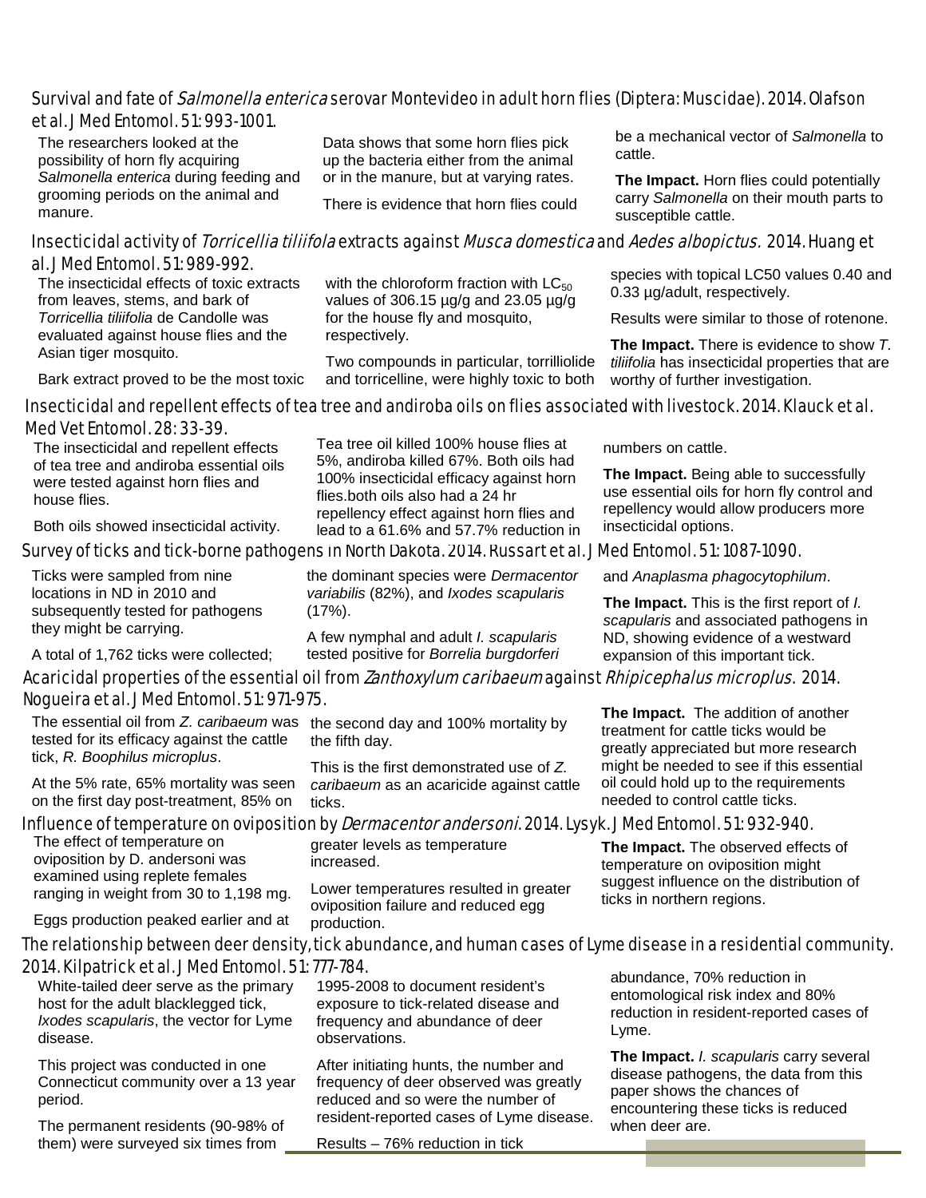### Survival and fate of *Salmonella enterica* serovar Montevideo in adult horn flies (Diptera: Muscidae). 2014. Olafson et al. J Med Entomol. 51: 993-1001.

The researchers looked at the possibility of horn fly acquiring *Salmonella enterica* during feeding and grooming periods on the animal and manure.

Data shows that some horn flies pick up the bacteria either from the animal or in the manure, but at varying rates.

There is evidence that horn flies could be a mechanical vector of *Salmonella* to cattle.

**The Impact.** Horn flies could potentially carry *Salmonella* on their mouth parts to susceptible cattle.

### Insecticidal activity of *Torricellia tiliifola* extracts against *Musca domestica* and *Aedes albopictus.* 2014. Huang et al. J Med Entomol. 51: 989-992.

The insecticidal effects of toxic extracts from leaves, stems, and bark of *Torricellia tiliifolia* de Candolle was evaluated against house flies and the Asian tiger mosquito.

Bark extract proved to be the most toxic with the chloroform fraction with $LC_{50}$ values of 306.15 µg/g and 23.05 µg/g for the house fly and mosquito, respectively.

Two compounds in particular, torrilliolide and torricelline, were highly toxic to both species with topical LC50 values 0.40 and 0.33 µg/adult, respectively.

Results were similar to those of rotenone.

**The Impact.** There is evidence to show *T. tiliifolia* has insecticidal properties that are worthy of further investigation.

### Insecticidal and repellent effects of tea tree and andiroba oils on flies associated with livestock. 2014. Klauck et al. Med Vet Entomol. 28: 33-39.

The insecticidal and repellent effects of tea tree and andiroba essential oils were tested against horn flies and house flies.

Both oils showed insecticidal activity.

Tea tree oil killed 100% house flies at 5%, andiroba killed 67%. Both oils had 100% insecticidal efficacy against horn flies.both oils also had a 24 hr repellency effect against horn flies and lead to a 61.6% and 57.7% reduction in numbers on cattle.

**The Impact.** Being able to successfully use essential oils for horn fly control and repellency would allow producers more insecticidal options.

### Survey of ticks and tick-borne pathogens in North Dakota. 2014. Russart et al. J Med Entomol. 51: 1087-1090.

Ticks were sampled from nine locations in ND in 2010 and subsequently tested for pathogens they might be carrying.

A total of 1,762 ticks were collected; the dominant species were *Dermacentor variabilis* (82%), and *Ixodes scapularis* (17%).

A few nymphal and adult *I. scapularis* tested positive for *Borrelia burgdorferi* and *Anaplasma phagocytophilum*.

**The Impact.** This is the first report of *I. scapularis* and associated pathogens in ND, showing evidence of a westward expansion of this important tick.

### Acaricidal properties of the essential oil from *Zanthoxylum caribaeum* against *Rhipicephalus microplus.* 2014. Nogueira et al. J Med Entomol. 51: 971-975.

The essential oil from *Z. caribaeum* was tested for its efficacy against the cattle tick, *R. Boophilus microplus*.

At the 5% rate, 65% mortality was seen on the first day post-treatment, 85% on the second day and 100% mortality by the fifth day.

This is the first demonstrated use of *Z. caribaeum* as an acaricide against cattle ticks.

**The Impact.** The addition of another treatment for cattle ticks would be greatly appreciated but more research might be needed to see if this essential oil could hold up to the requirements needed to control cattle ticks.

### Influence of temperature on oviposition by *Dermacentor andersoni*. 2014. Lysyk. J Med Entomol. 51: 932-940.

The effect of temperature on oviposition by D. andersoni was examined using replete females ranging in weight from 30 to 1,198 mg.

Eggs production peaked earlier and at greater levels as temperature increased.

Lower temperatures resulted in greater oviposition failure and reduced egg production.

**The Impact.** The observed effects of temperature on oviposition might suggest influence on the distribution of ticks in northern regions.

### The relationship between deer density, tick abundance, and human cases of Lyme disease in a residential community. 2014. Kilpatrick et al. J Med Entomol. 51: 777-784.

White-tailed deer serve as the primary host for the adult blacklegged tick, *Ixodes scapularis*, the vector for Lyme disease.

This project was conducted in one Connecticut community over a 13 year period.

The permanent residents (90-98% of them) were surveyed six times from 1995-2008 to document resident's exposure to tick-related disease and frequency and abundance of deer observations.

After initiating hunts, the number and frequency of deer observed was greatly reduced and so were the number of resident-reported cases of Lyme disease.

Results – 76% reduction in tick abundance, 70% reduction in entomological risk index and 80% reduction in resident-reported cases of Lyme.

**The Impact.** *I. scapularis* carry several disease pathogens, the data from this paper shows the chances of encountering these ticks is reduced when deer are.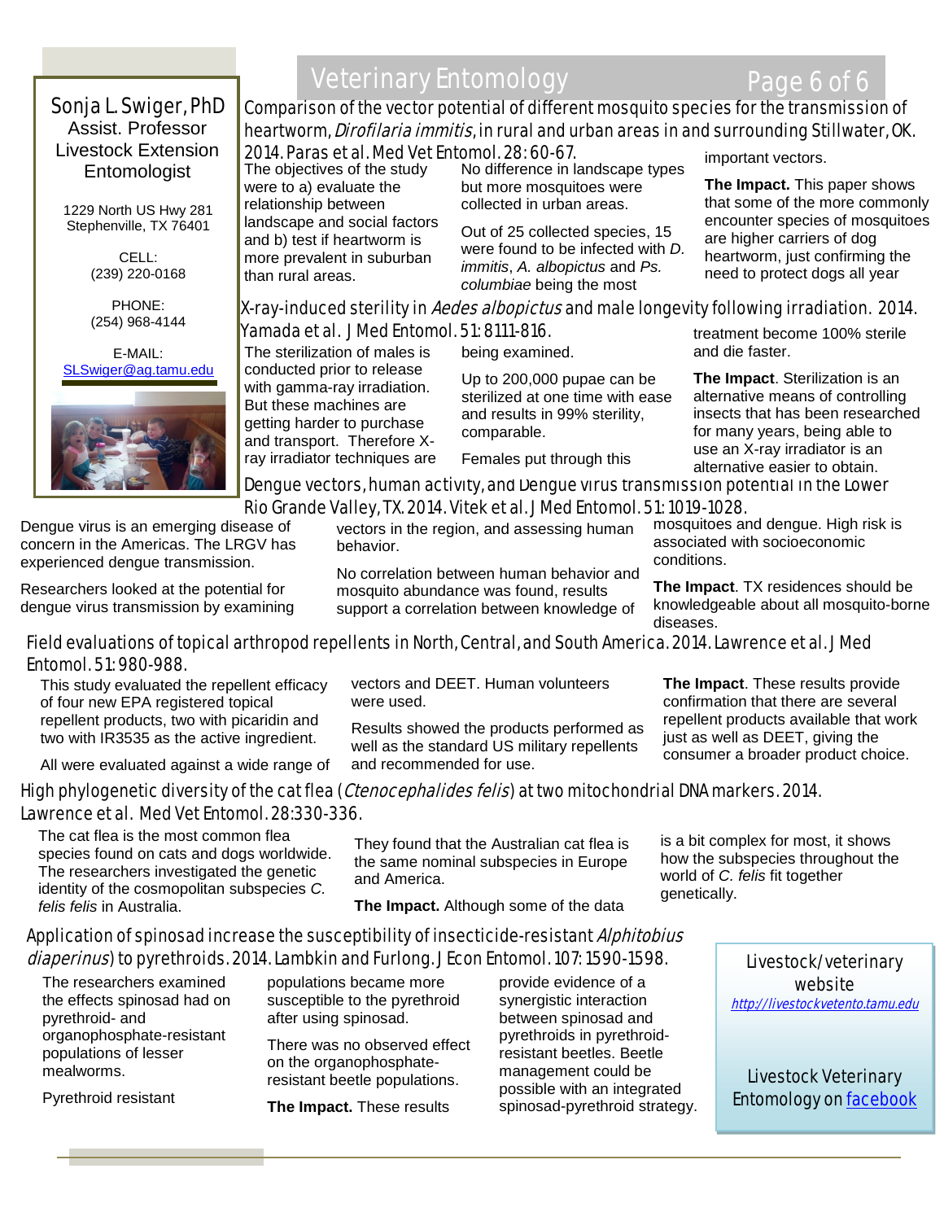Sonja L. Swiger, PhD
Assist. Professor
Livestock Extension Entomologist

1229 North US Hwy 281
Stephenville, TX 76401

CELL:
(239) 220-0168

PHONE:
(254) 968-4144

E-MAIL:
SLSwiger@ag.tamu.edu

## Comparison of the vector potential of different mosquito species for the transmission of heartworm, *Dirofilaria immitis*, in rural and urban areas in and surrounding Stillwater, OK. 2014. Paras et al. Med Vet Entomol. 28: 60-67.

The objectives of the study were to a) evaluate the relationship between landscape and social factors and b) test if heartworm is more prevalent in suburban than rural areas.

No difference in landscape types but more mosquitoes were collected in urban areas.

Out of 25 collected species, 15 were found to be infected with *D. immitis*, *A. albopictus* and *Ps. columbiae* being the most important vectors.

**The Impact.** This paper shows that some of the more commonly encounter species of mosquitoes are higher carriers of dog heartworm, just confirming the need to protect dogs all year

## X-ray-induced sterility in *Aedes albopictus* and male longevity following irradiation. 2014. Yamada et al. J Med Entomol. 51: 8111-816.

The sterilization of males is conducted prior to release with gamma-ray irradiation. But these machines are getting harder to purchase and transport. Therefore X-ray irradiator techniques are being examined.

Up to 200,000 pupae can be sterilized at one time with ease and results in 99% sterility, comparable.

Females put through this treatment become 100% sterile and die faster.

**The Impact**. Sterilization is an alternative means of controlling insects that has been researched for many years, being able to use an X-ray irradiator is an alternative easier to obtain.

## Dengue vectors, human activity, and Dengue virus transmission potential in the Lower Rio Grande Valley, TX. 2014. Vitek et al. J Med Entomol. 51: 1019-1028.

Dengue virus is an emerging disease of concern in the Americas. The LRGV has experienced dengue transmission.

Researchers looked at the potential for dengue virus transmission by examining vectors in the region, and assessing human behavior.

No correlation between human behavior and mosquito abundance was found, results support a correlation between knowledge of mosquitoes and dengue. High risk is associated with socioeconomic conditions.

**The Impact**. TX residences should be knowledgeable about all mosquito-borne diseases.

## Field evaluations of topical arthropod repellents in North, Central, and South America. 2014. Lawrence et al. J Med Entomol. 51: 980-988.

This study evaluated the repellent efficacy of four new EPA registered topical repellent products, two with picaridin and two with IR3535 as the active ingredient.

All were evaluated against a wide range of vectors and DEET. Human volunteers were used.

Results showed the products performed as well as the standard US military repellents and recommended for use.

**The Impact**. These results provide confirmation that there are several repellent products available that work just as well as DEET, giving the consumer a broader product choice.

## High phylogenetic diversity of the cat flea (*Ctenocephalides felis*) at two mitochondrial DNA markers. 2014. Lawrence et al. Med Vet Entomol. 28:330-336.

The cat flea is the most common flea species found on cats and dogs worldwide. The researchers investigated the genetic identity of the cosmopolitan subspecies *C. felis felis* in Australia.

They found that the Australian cat flea is the same nominal subspecies in Europe and America.

**The Impact.** Although some of the data is a bit complex for most, it shows how the subspecies throughout the world of *C. felis* fit together genetically.

## Application of spinosad increase the susceptibility of insecticide-resistant *Alphitobius diaperinus*) to pyrethroids. 2014. Lambkin and Furlong. J Econ Entomol. 107: 1590-1598.

The researchers examined the effects spinosad had on pyrethroid- and organophosphate-resistant populations of lesser mealworms.

Pyrethroid resistant populations became more susceptible to the pyrethroid after using spinosad.

There was no observed effect on the organophosphate-resistant beetle populations.

**The Impact.** These results provide evidence of a synergistic interaction between spinosad and pyrethroids in pyrethroid-resistant beetles. Beetle management could be possible with an integrated spinosad-pyrethroid strategy.

Livestock/veterinary website
http://livestockvetento.tamu.edu

Livestock Veterinary Entomology on facebook